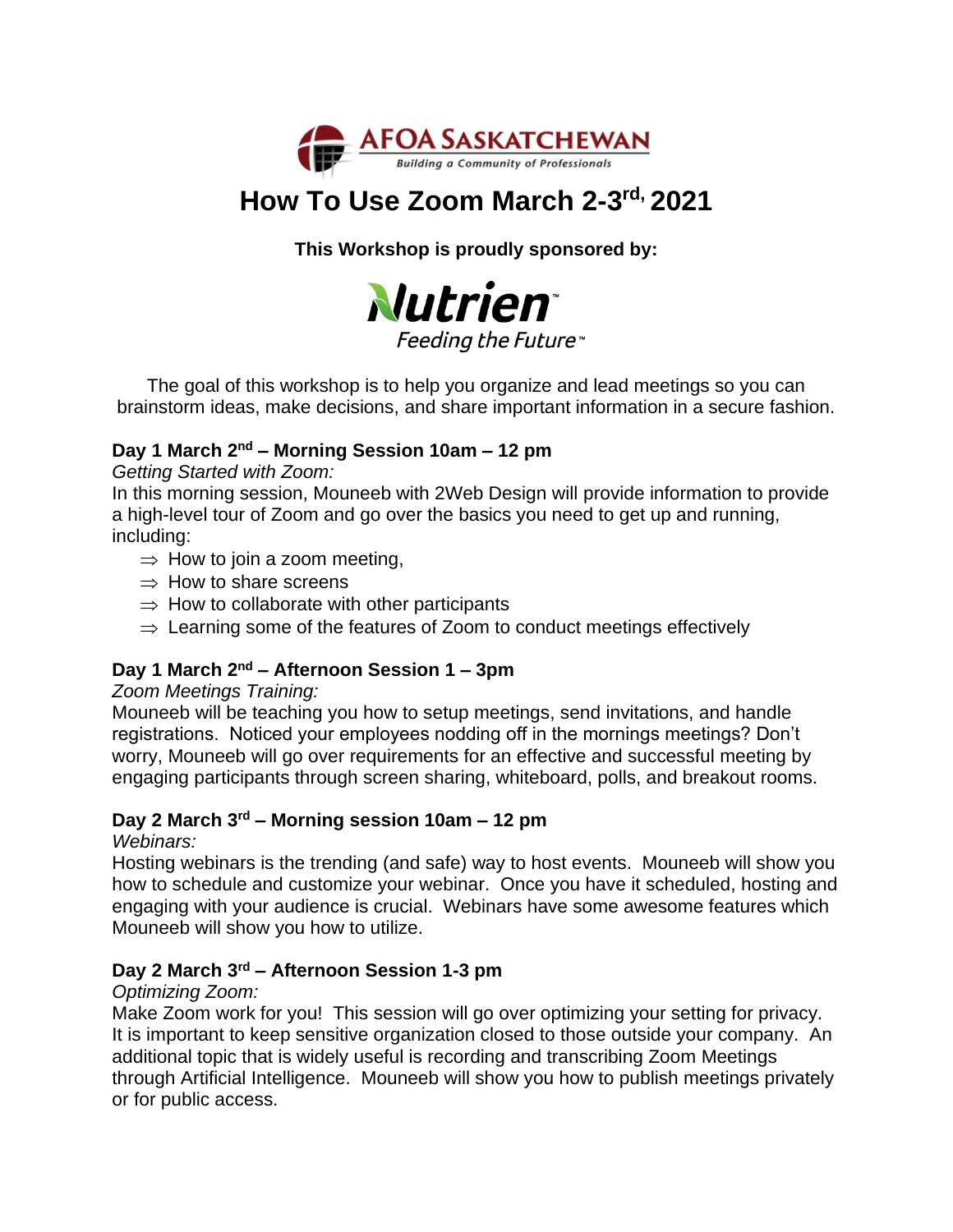AFOA SASKATCHEWAN

*Building a Community of Professionals*

# How To Use Zoom March 2-3rd, 2021

**This Workshop is proudly sponsored by:**

Nutrien™

*Feeding the Future™*

The goal of this workshop is to help you organize and lead meetings so you can brainstorm ideas, make decisions, and share important information in a secure fashion.

### Day 1 March 2nd – Morning Session 10am – 12 pm

*Getting Started with Zoom:*

In this morning session, Mouneeb with 2Web Design will provide information to provide a high-level tour of Zoom and go over the basics you need to get up and running, including:

- ⇒ How to join a zoom meeting,
- ⇒ How to share screens
- ⇒ How to collaborate with other participants
- ⇒ Learning some of the features of Zoom to conduct meetings effectively

### Day 1 March 2nd – Afternoon Session 1 – 3pm

*Zoom Meetings Training:*

Mouneeb will be teaching you how to setup meetings, send invitations, and handle registrations. Noticed your employees nodding off in the mornings meetings? Don't worry, Mouneeb will go over requirements for an effective and successful meeting by engaging participants through screen sharing, whiteboard, polls, and breakout rooms.

### Day 2 March 3rd – Morning session 10am – 12 pm

*Webinars:*

Hosting webinars is the trending (and safe) way to host events. Mouneeb will show you how to schedule and customize your webinar. Once you have it scheduled, hosting and engaging with your audience is crucial. Webinars have some awesome features which Mouneeb will show you how to utilize.

### Day 2 March 3rd – Afternoon Session 1-3 pm

*Optimizing Zoom:*

Make Zoom work for you! This session will go over optimizing your setting for privacy. It is important to keep sensitive organization closed to those outside your company. An additional topic that is widely useful is recording and transcribing Zoom Meetings through Artificial Intelligence. Mouneeb will show you how to publish meetings privately or for public access.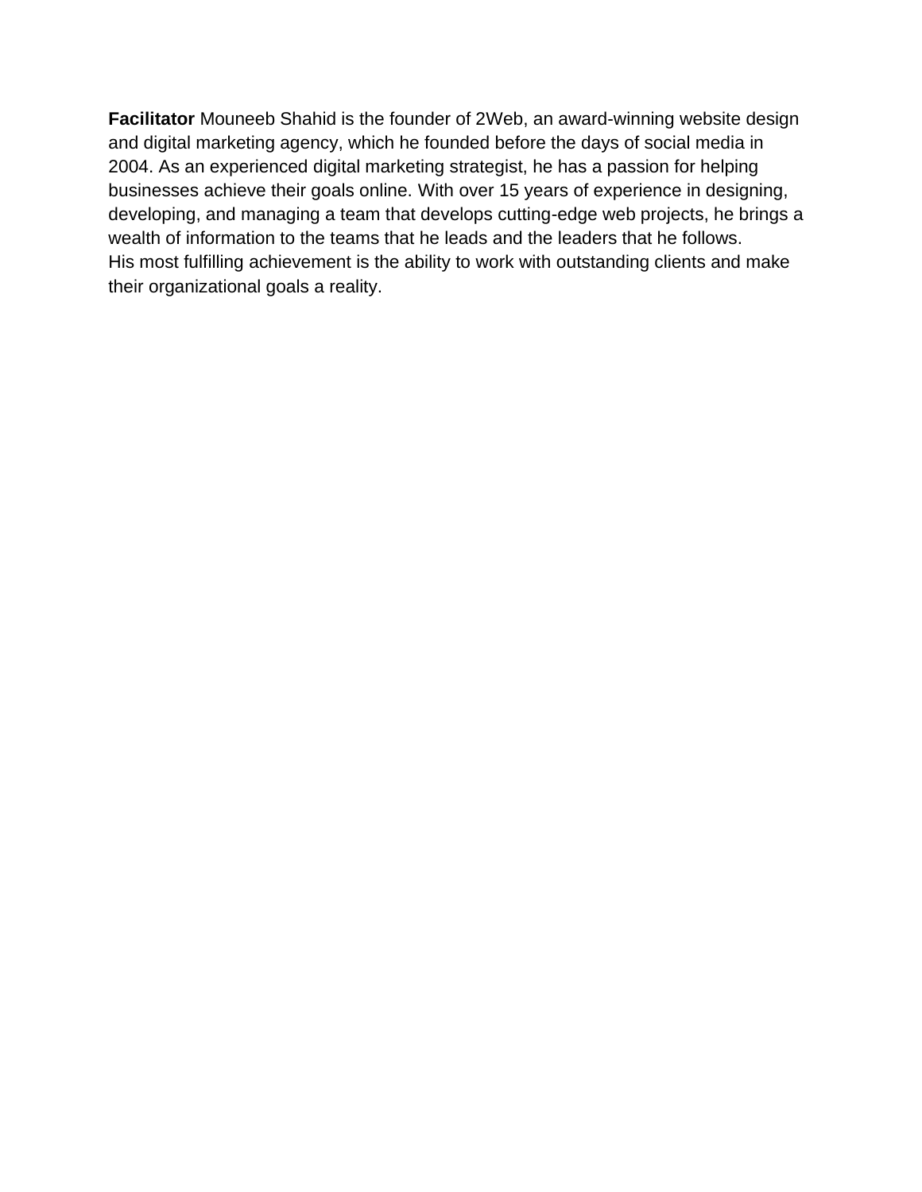**Facilitator** Mouneeb Shahid is the founder of 2Web, an award-winning website design and digital marketing agency, which he founded before the days of social media in 2004. As an experienced digital marketing strategist, he has a passion for helping businesses achieve their goals online. With over 15 years of experience in designing, developing, and managing a team that develops cutting-edge web projects, he brings a wealth of information to the teams that he leads and the leaders that he follows.
His most fulfilling achievement is the ability to work with outstanding clients and make their organizational goals a reality.